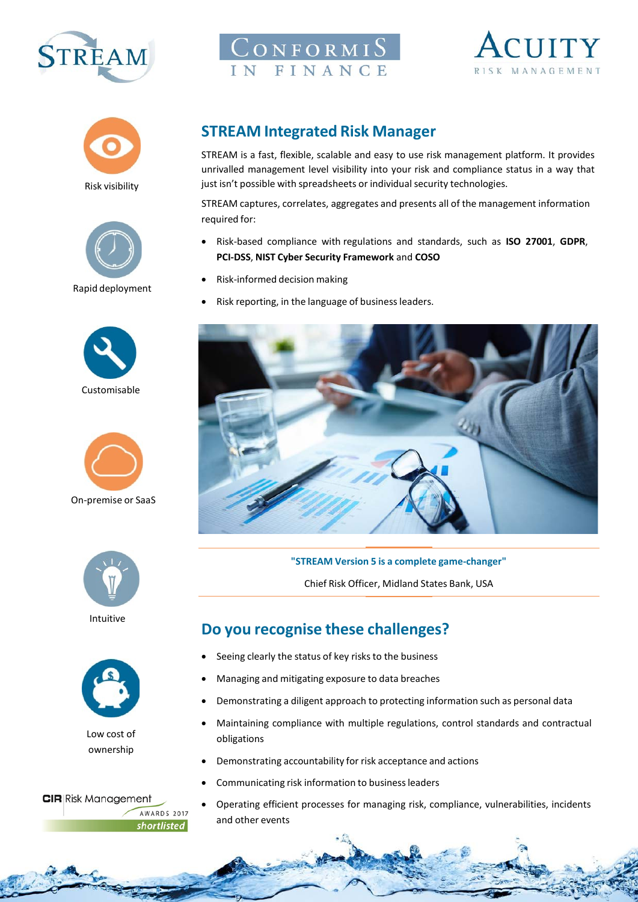STREAM

CONFORMIS IN FINANCE

ACUITY RISK MANAGEMENT

Risk visibility

Rapid deployment

Customisable

On-premise or SaaS

Intuitive

Low cost of ownership

CIR Risk Management AWARDS 2017 shortlisted

## STREAM Integrated Risk Manager

STREAM is a fast, flexible, scalable and easy to use risk management platform. It provides unrivalled management level visibility into your risk and compliance status in a way that just isn't possible with spreadsheets or individual security technologies.

STREAM captures, correlates, aggregates and presents all of the management information required for:

- Risk-based compliance with regulations and standards, such as **ISO 27001**, **GDPR**, **PCI-DSS**, **NIST Cyber Security Framework** and **COSO**
- Risk-informed decision making
- Risk reporting, in the language of business leaders.

**"STREAM Version 5 is a complete game-changer"**

Chief Risk Officer, Midland States Bank, USA

## Do you recognise these challenges?

- Seeing clearly the status of key risks to the business
- Managing and mitigating exposure to data breaches
- Demonstrating a diligent approach to protecting information such as personal data
- Maintaining compliance with multiple regulations, control standards and contractual obligations
- Demonstrating accountability for risk acceptance and actions
- Communicating risk information to business leaders
- Operating efficient processes for managing risk, compliance, vulnerabilities, incidents and other events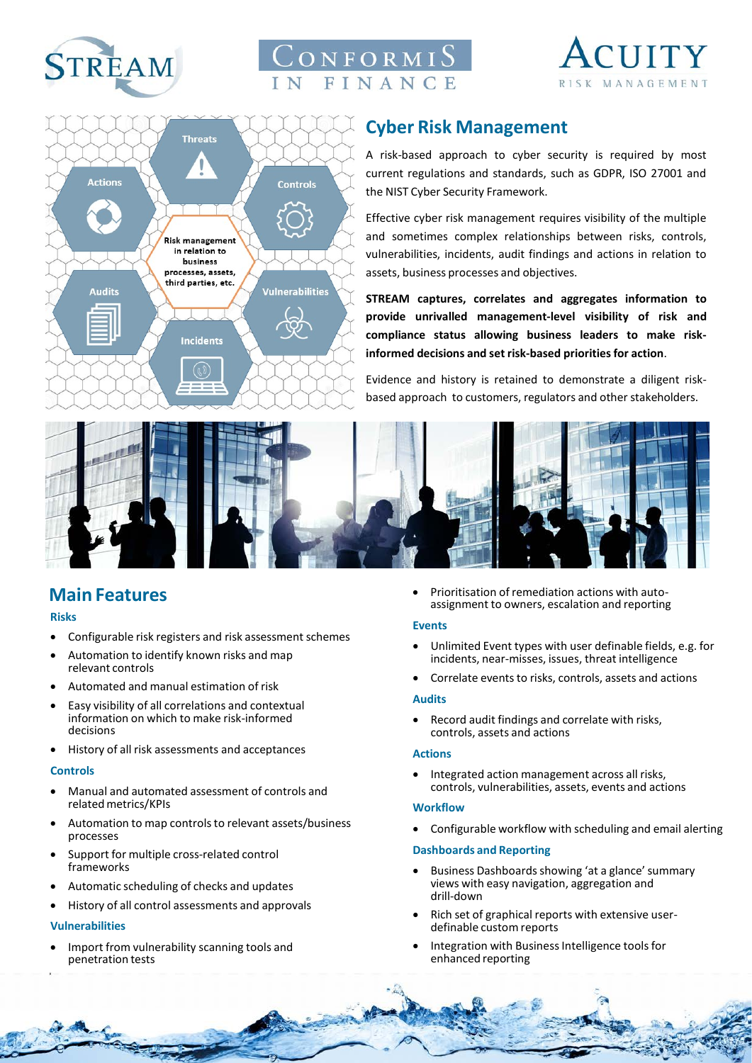STREAM

CONFORMIS IN FINANCE

ACUITY RISK MANAGEMENT

Threats

Actions

Controls

Risk management in relation to business processes, assets, third parties, etc.

Audits

Vulnerabilities

Incidents

## Cyber Risk Management

A risk-based approach to cyber security is required by most current regulations and standards, such as GDPR, ISO 27001 and the NIST Cyber Security Framework.

Effective cyber risk management requires visibility of the multiple and sometimes complex relationships between risks, controls, vulnerabilities, incidents, audit findings and actions in relation to assets, business processes and objectives.

**STREAM captures, correlates and aggregates information to provide unrivalled management-level visibility of risk and compliance status allowing business leaders to make risk-informed decisions and set risk-based priorities for action**.

Evidence and history is retained to demonstrate a diligent risk-based approach to customers, regulators and other stakeholders.

## Main Features

### Risks

- Configurable risk registers and risk assessment schemes
- Automation to identify known risks and map relevant controls
- Automated and manual estimation of risk
- Easy visibility of all correlations and contextual information on which to make risk-informed decisions
- History of all risk assessments and acceptances

### Controls

- Manual and automated assessment of controls and related metrics/KPIs
- Automation to map controls to relevant assets/business processes
- Support for multiple cross-related control frameworks
- Automatic scheduling of checks and updates
- History of all control assessments and approvals

### Vulnerabilities

- Import from vulnerability scanning tools and penetration tests
- Prioritisation of remediation actions with auto-assignment to owners, escalation and reporting

### Events

- Unlimited Event types with user definable fields, e.g. for incidents, near-misses, issues, threat intelligence
- Correlate events to risks, controls, assets and actions

### Audits

- Record audit findings and correlate with risks, controls, assets and actions

### Actions

- Integrated action management across all risks, controls, vulnerabilities, assets, events and actions

### Workflow

- Configurable workflow with scheduling and email alerting

### Dashboards and Reporting

- Business Dashboards showing 'at a glance' summary views with easy navigation, aggregation and drill-down
- Rich set of graphical reports with extensive user-definable custom reports
- Integration with Business Intelligence tools for enhanced reporting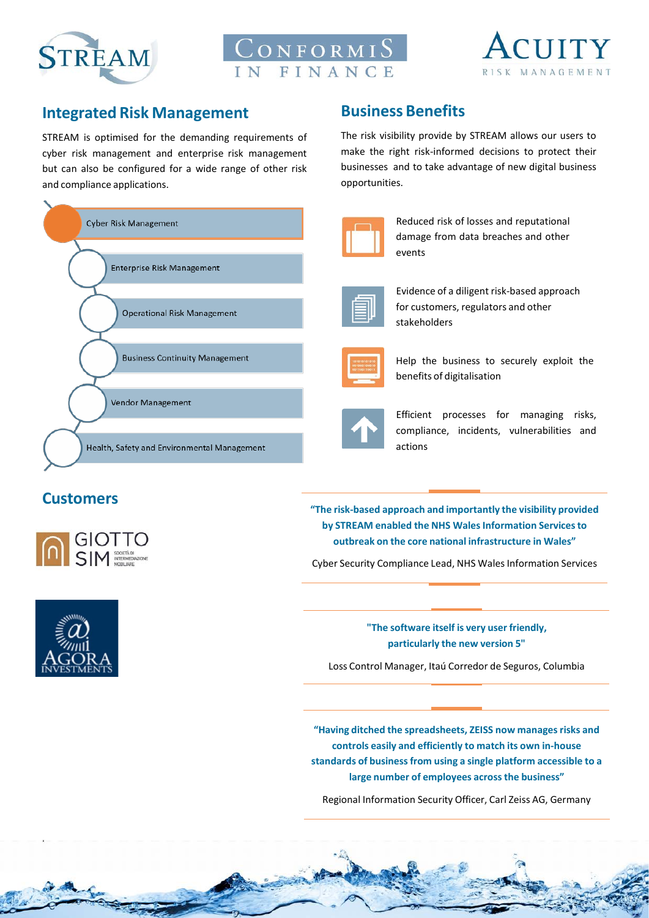## Integrated Risk Management

STREAM is optimised for the demanding requirements of cyber risk management and enterprise risk management but can also be configured for a wide range of other risk and compliance applications.

- Cyber Risk Management
- Enterprise Risk Management
- Operational Risk Management
- Business Continuity Management
- Vendor Management
- Health, Safety and Environmental Management

## Business Benefits

The risk visibility provide by STREAM allows our users to make the right risk-informed decisions to protect their businesses and to take advantage of new digital business opportunities.

- Reduced risk of losses and reputational damage from data breaches and other events
- Evidence of a diligent risk-based approach for customers, regulators and other stakeholders
- Help the business to securely exploit the benefits of digitalisation
- Efficient processes for managing risks, compliance, incidents, vulnerabilities and actions

## Customers

**"The risk-based approach and importantly the visibility provided by STREAM enabled the NHS Wales Information Services to outbreak on the core national infrastructure in Wales"**

Cyber Security Compliance Lead, NHS Wales Information Services

**"The software itself is very user friendly, particularly the new version 5"**

Loss Control Manager, Itaú Corredor de Seguros, Columbia

**"Having ditched the spreadsheets, ZEISS now manages risks and controls easily and efficiently to match its own in-house standards of business from using a single platform accessible to a large number of employees across the business"**

Regional Information Security Officer, Carl Zeiss AG, Germany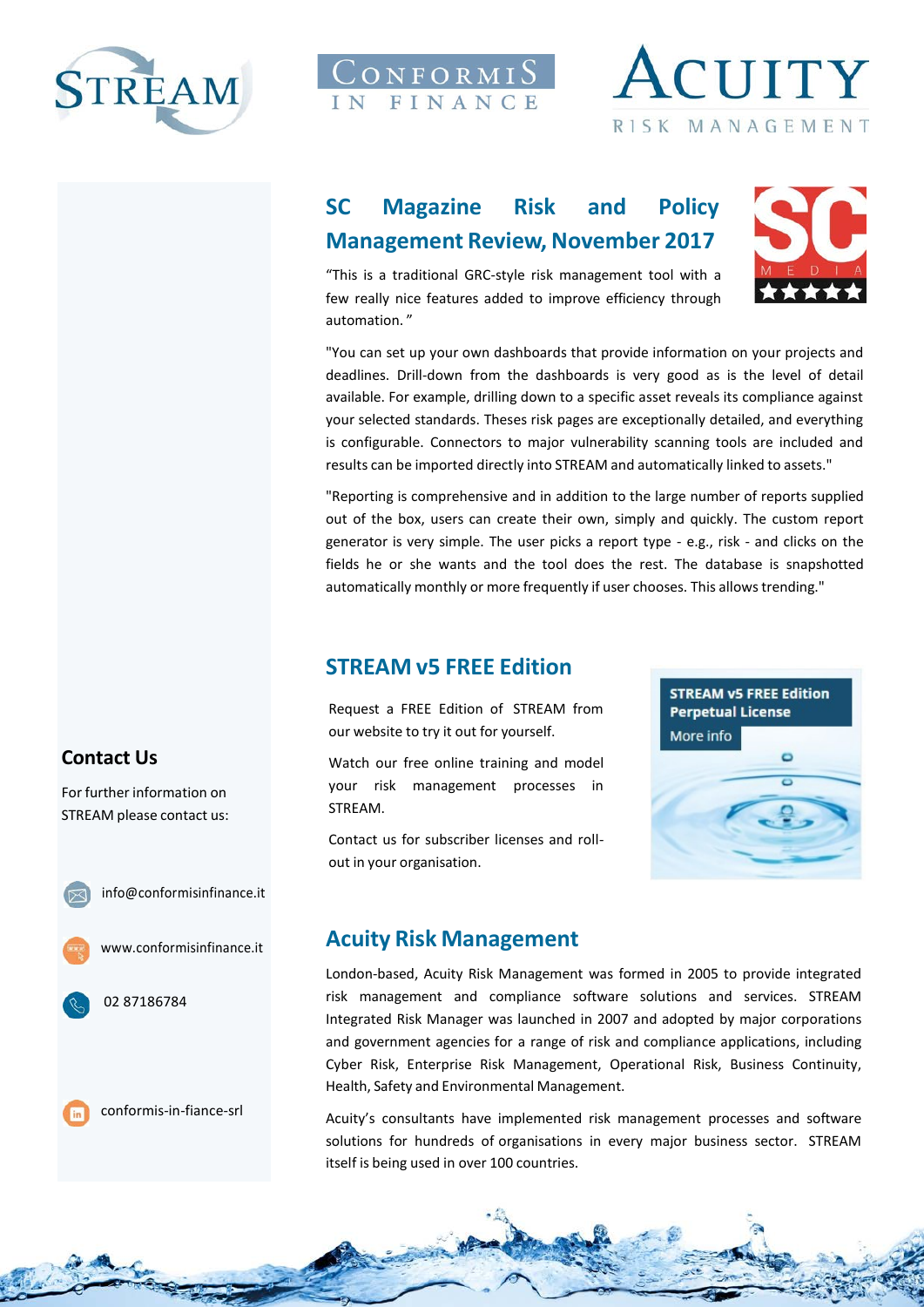## SC Magazine Risk and Policy Management Review, November 2017

"This is a traditional GRC-style risk management tool with a few really nice features added to improve efficiency through automation. "

"You can set up your own dashboards that provide information on your projects and deadlines. Drill-down from the dashboards is very good as is the level of detail available. For example, drilling down to a specific asset reveals its compliance against your selected standards. Theses risk pages are exceptionally detailed, and everything is configurable. Connectors to major vulnerability scanning tools are included and results can be imported directly into STREAM and automatically linked to assets."

"Reporting is comprehensive and in addition to the large number of reports supplied out of the box, users can create their own, simply and quickly. The custom report generator is very simple. The user picks a report type - e.g., risk - and clicks on the fields he or she wants and the tool does the rest. The database is snapshotted automatically monthly or more frequently if user chooses. This allows trending."

## STREAM v5 FREE Edition

Request a FREE Edition of STREAM from our website to try it out for yourself.

Watch our free online training and model your risk management processes in STREAM.

Contact us for subscriber licenses and roll-out in your organisation.

**STREAM v5 FREE Edition Perpetual License**

More info

## Acuity Risk Management

London-based, Acuity Risk Management was formed in 2005 to provide integrated risk management and compliance software solutions and services. STREAM Integrated Risk Manager was launched in 2007 and adopted by major corporations and government agencies for a range of risk and compliance applications, including Cyber Risk, Enterprise Risk Management, Operational Risk, Business Continuity, Health, Safety and Environmental Management.

Acuity's consultants have implemented risk management processes and software solutions for hundreds of organisations in every major business sector. STREAM itself is being used in over 100 countries.

## Contact Us

For further information on STREAM please contact us:

info@conformisinfinance.it

www.conformisinfinance.it

02 87186784

conformis-in-fiance-srl